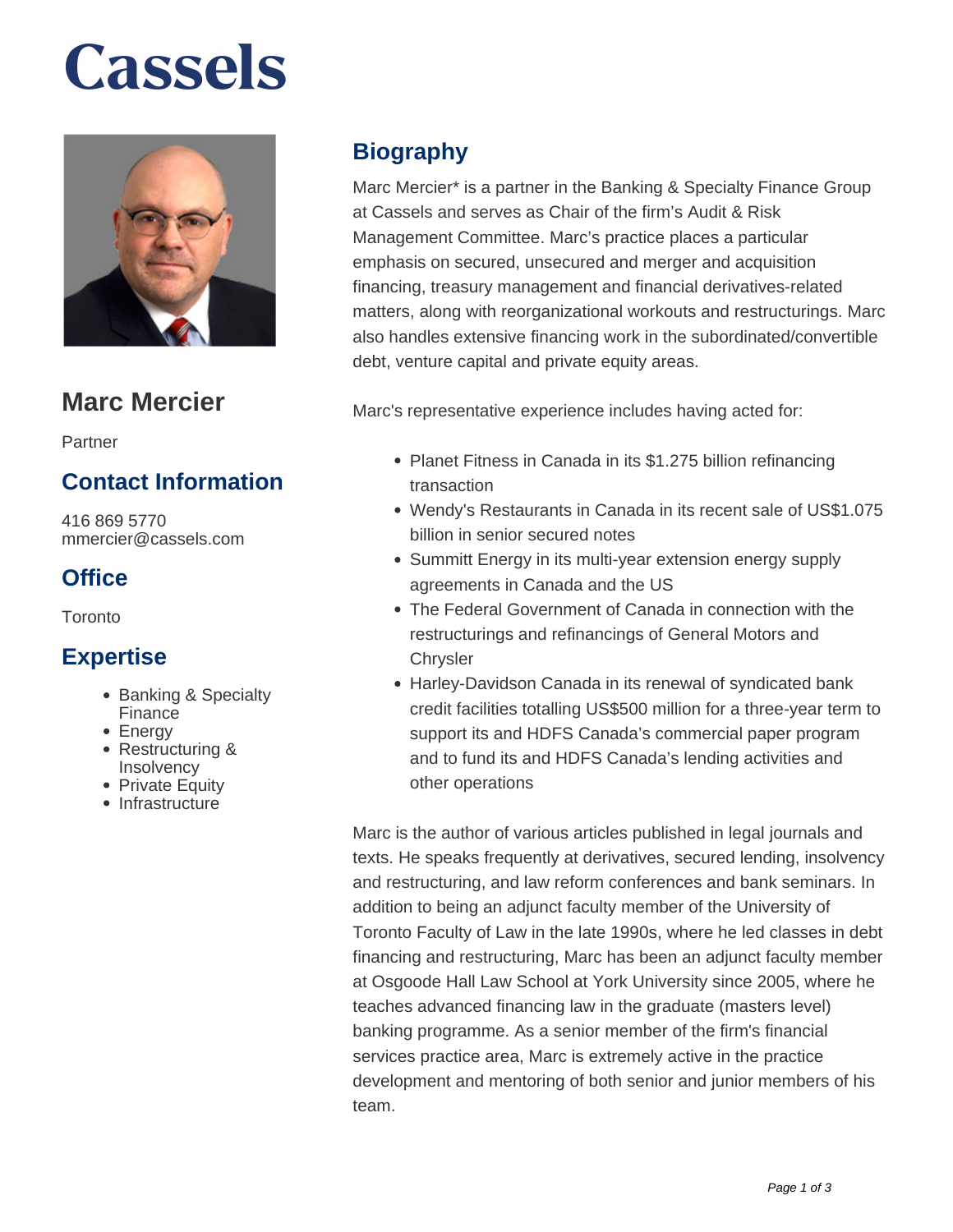# Cassels

## Marc Mercier

Partner

## Contact Information

416 869 5770
mmercier@cassels.com

## Office

Toronto

## Expertise

- Banking & Specialty Finance
- Energy
- Restructuring & Insolvency
- Private Equity
- Infrastructure

## Biography

Marc Mercier* is a partner in the Banking & Specialty Finance Group at Cassels and serves as Chair of the firm's Audit & Risk Management Committee. Marc's practice places a particular emphasis on secured, unsecured and merger and acquisition financing, treasury management and financial derivatives-related matters, along with reorganizational workouts and restructurings. Marc also handles extensive financing work in the subordinated/convertible debt, venture capital and private equity areas.

Marc's representative experience includes having acted for:

- Planet Fitness in Canada in its $1.275 billion refinancing transaction
- Wendy's Restaurants in Canada in its recent sale of US$1.075 billion in senior secured notes
- Summitt Energy in its multi-year extension energy supply agreements in Canada and the US
- The Federal Government of Canada in connection with the restructurings and refinancings of General Motors and Chrysler
- Harley-Davidson Canada in its renewal of syndicated bank credit facilities totalling US$500 million for a three-year term to support its and HDFS Canada's commercial paper program and to fund its and HDFS Canada's lending activities and other operations

Marc is the author of various articles published in legal journals and texts. He speaks frequently at derivatives, secured lending, insolvency and restructuring, and law reform conferences and bank seminars. In addition to being an adjunct faculty member of the University of Toronto Faculty of Law in the late 1990s, where he led classes in debt financing and restructuring, Marc has been an adjunct faculty member at Osgoode Hall Law School at York University since 2005, where he teaches advanced financing law in the graduate (masters level) banking programme. As a senior member of the firm's financial services practice area, Marc is extremely active in the practice development and mentoring of both senior and junior members of his team.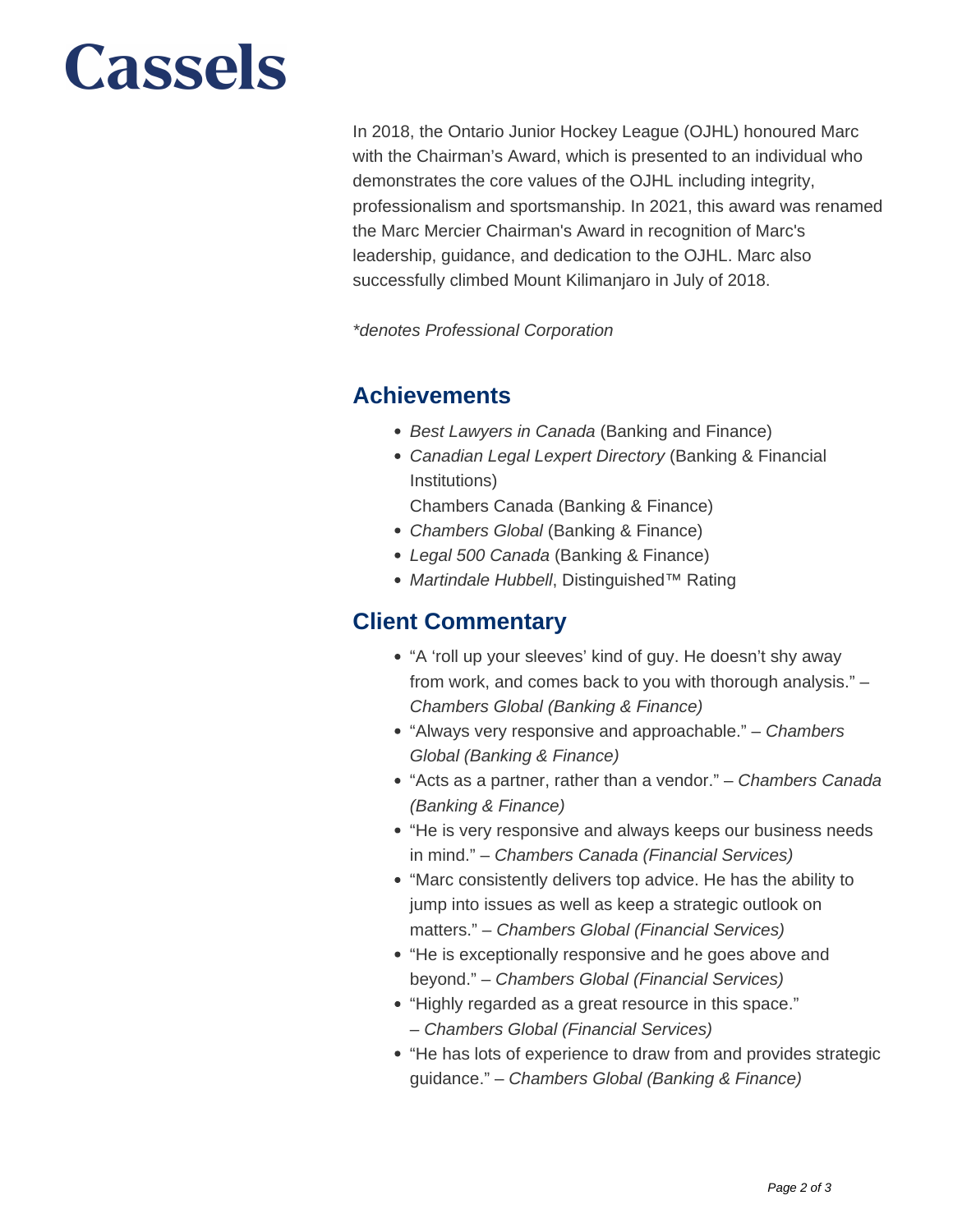In 2018, the Ontario Junior Hockey League (OJHL) honoured Marc with the Chairman's Award, which is presented to an individual who demonstrates the core values of the OJHL including integrity, professionalism and sportsmanship. In 2021, this award was renamed the Marc Mercier Chairman's Award in recognition of Marc's leadership, guidance, and dedication to the OJHL. Marc also successfully climbed Mount Kilimanjaro in July of 2018.

*\*denotes Professional Corporation*

## Achievements

- *Best Lawyers in Canada* (Banking and Finance)
- *Canadian Legal Lexpert Directory* (Banking & Financial Institutions)
  Chambers Canada (Banking & Finance)
- *Chambers Global* (Banking & Finance)
- *Legal 500 Canada* (Banking & Finance)
- *Martindale Hubbell*, Distinguished™ Rating

## Client Commentary

- "A 'roll up your sleeves' kind of guy. He doesn't shy away from work, and comes back to you with thorough analysis." – *Chambers Global (Banking & Finance)*
- "Always very responsive and approachable." – *Chambers Global (Banking & Finance)*
- "Acts as a partner, rather than a vendor." – *Chambers Canada (Banking & Finance)*
- "He is very responsive and always keeps our business needs in mind." – *Chambers Canada (Financial Services)*
- "Marc consistently delivers top advice. He has the ability to jump into issues as well as keep a strategic outlook on matters." – *Chambers Global (Financial Services)*
- "He is exceptionally responsive and he goes above and beyond." – *Chambers Global (Financial Services)*
- "Highly regarded as a great resource in this space." – *Chambers Global (Financial Services)*
- "He has lots of experience to draw from and provides strategic guidance." – *Chambers Global (Banking & Finance)*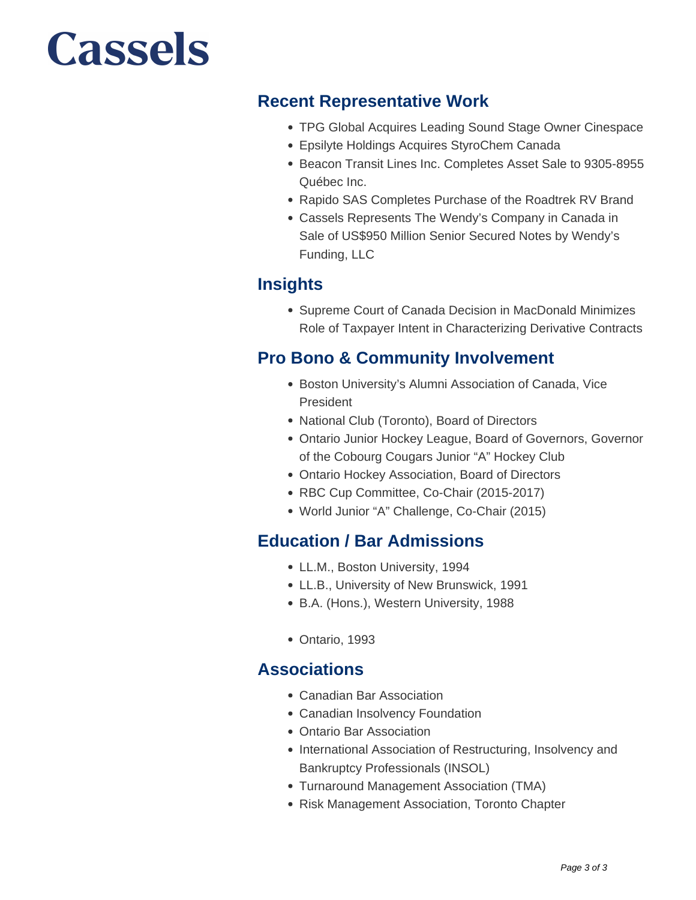Cassels

## Recent Representative Work

- TPG Global Acquires Leading Sound Stage Owner Cinespace
- Epsilyte Holdings Acquires StyroChem Canada
- Beacon Transit Lines Inc. Completes Asset Sale to 9305-8955 Québec Inc.
- Rapido SAS Completes Purchase of the Roadtrek RV Brand
- Cassels Represents The Wendy's Company in Canada in Sale of US$950 Million Senior Secured Notes by Wendy's Funding, LLC

## Insights

- Supreme Court of Canada Decision in MacDonald Minimizes Role of Taxpayer Intent in Characterizing Derivative Contracts

## Pro Bono & Community Involvement

- Boston University's Alumni Association of Canada, Vice President
- National Club (Toronto), Board of Directors
- Ontario Junior Hockey League, Board of Governors, Governor of the Cobourg Cougars Junior "A" Hockey Club
- Ontario Hockey Association, Board of Directors
- RBC Cup Committee, Co-Chair (2015-2017)
- World Junior "A" Challenge, Co-Chair (2015)

## Education / Bar Admissions

- LL.M., Boston University, 1994
- LL.B., University of New Brunswick, 1991
- B.A. (Hons.), Western University, 1988

- Ontario, 1993

## Associations

- Canadian Bar Association
- Canadian Insolvency Foundation
- Ontario Bar Association
- International Association of Restructuring, Insolvency and Bankruptcy Professionals (INSOL)
- Turnaround Management Association (TMA)
- Risk Management Association, Toronto Chapter